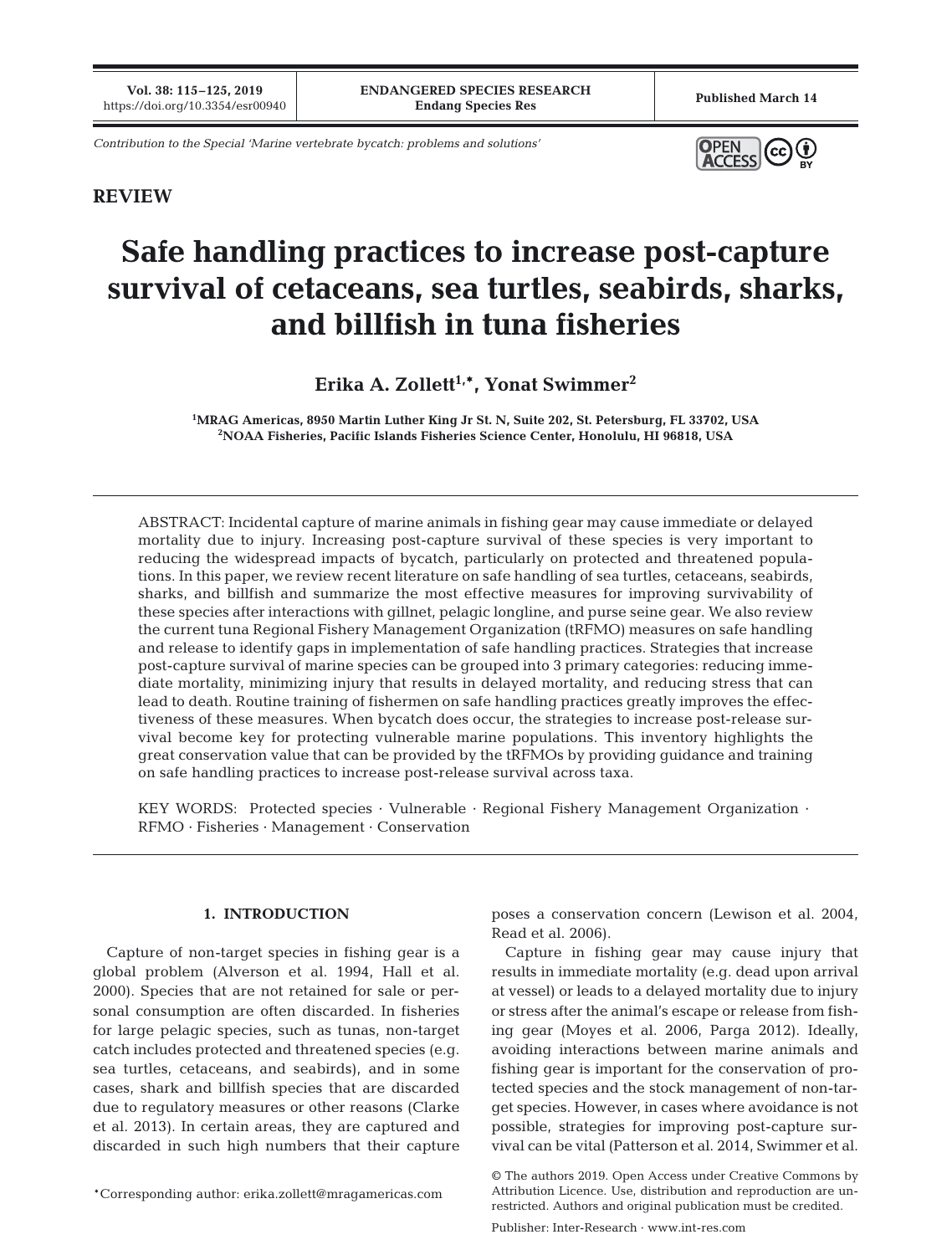*Contribution to the Special 'Marine vertebrate bycatch: problems and solutions'*

**REVIEW**

# Safe handling practices to increase post-capture survival of cetaceans, sea turtles, seabirds, sharks, and billfish in tuna fisheries

**Erika A. Zollett[1,*], Yonat Swimmer[2]**

[1]MRAG Americas, 8950 Martin Luther King Jr St. N, Suite 202, St. Petersburg, FL 33702, USA
[2]NOAA Fisheries, Pacific Islands Fisheries Science Center, Honolulu, HI 96818, USA

ABSTRACT: Incidental capture of marine animals in fishing gear may cause immediate or delayed mortality due to injury. Increasing post-capture survival of these species is very important to reducing the widespread impacts of bycatch, particularly on protected and threatened populations. In this paper, we review recent literature on safe handling of sea turtles, cetaceans, seabirds, sharks, and billfish and summarize the most effective measures for improving survivability of these species after interactions with gillnet, pelagic longline, and purse seine gear. We also review the current tuna Regional Fishery Management Organization (tRFMO) measures on safe handling and release to identify gaps in implementation of safe handling practices. Strategies that increase post-capture survival of marine species can be grouped into 3 primary categories: reducing immediate mortality, minimizing injury that results in delayed mortality, and reducing stress that can lead to death. Routine training of fishermen on safe handling practices greatly improves the effectiveness of these measures. When bycatch does occur, the strategies to increase post-release survival become key for protecting vulnerable marine populations. This inventory highlights the great conservation value that can be provided by the tRFMOs by providing guidance and training on safe handling practices to increase post-release survival across taxa.

KEY WORDS: Protected species · Vulnerable · Regional Fishery Management Organization · RFMO · Fisheries · Management · Conservation

## 1. INTRODUCTION

Capture of non-target species in fishing gear is a global problem (Alverson et al. 1994, Hall et al. 2000). Species that are not retained for sale or personal consumption are often discarded. In fisheries for large pelagic species, such as tunas, non-target catch includes protected and threatened species (e.g. sea turtles, cetaceans, and seabirds), and in some cases, shark and billfish species that are discarded due to regulatory measures or other reasons (Clarke et al. 2013). In certain areas, they are captured and discarded in such high numbers that their capture poses a conservation concern (Lewison et al. 2004, Read et al. 2006).

Capture in fishing gear may cause injury that results in immediate mortality (e.g. dead upon arrival at vessel) or leads to a delayed mortality due to injury or stress after the animal's escape or release from fishing gear (Moyes et al. 2006, Parga 2012). Ideally, avoiding interactions between marine animals and fishing gear is important for the conservation of protected species and the stock management of non-target species. However, in cases where avoidance is not possible, strategies for improving post-capture survival can be vital (Patterson et al. 2014, Swimmer et al.

*Corresponding author: erika.zollett@mragamericas.com

© The authors 2019. Open Access under Creative Commons by Attribution Licence. Use, distribution and reproduction are unrestricted. Authors and original publication must be credited.

Publisher: Inter-Research · www.int-res.com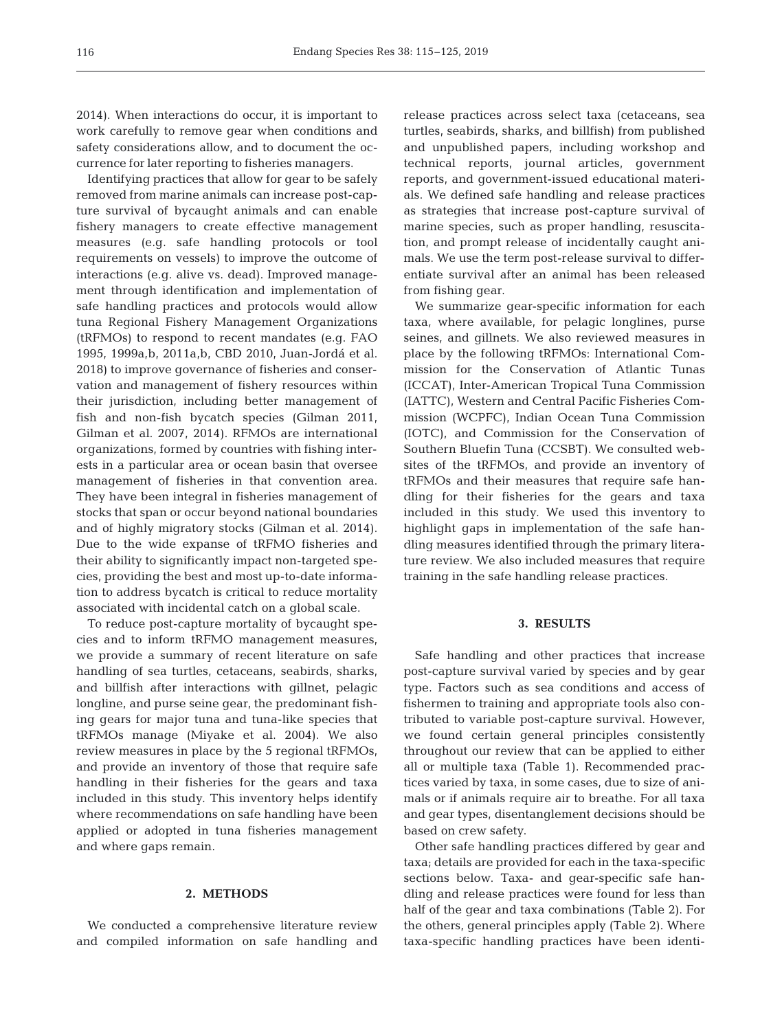2014). When interactions do occur, it is important to work carefully to remove gear when conditions and safety considerations allow, and to document the occurrence for later reporting to fisheries managers.

Identifying practices that allow for gear to be safely removed from marine animals can increase post-capture survival of bycaught animals and can enable fishery managers to create effective management measures (e.g. safe handling protocols or tool requirements on vessels) to improve the outcome of interactions (e.g. alive vs. dead). Improved management through identification and implementation of safe handling practices and protocols would allow tuna Regional Fishery Management Organizations (tRFMOs) to respond to recent mandates (e.g. FAO 1995, 1999a,b, 2011a,b, CBD 2010, Juan-Jordá et al. 2018) to improve governance of fisheries and conservation and management of fishery resources within their jurisdiction, including better management of fish and non-fish bycatch species (Gilman 2011, Gilman et al. 2007, 2014). RFMOs are international organizations, formed by countries with fishing interests in a particular area or ocean basin that oversee management of fisheries in that convention area. They have been integral in fisheries management of stocks that span or occur beyond national boundaries and of highly migratory stocks (Gilman et al. 2014). Due to the wide expanse of tRFMO fisheries and their ability to significantly impact non-targeted species, providing the best and most up-to-date information to address bycatch is critical to reduce mortality associated with incidental catch on a global scale.

To reduce post-capture mortality of bycaught species and to inform tRFMO management measures, we provide a summary of recent literature on safe handling of sea turtles, cetaceans, seabirds, sharks, and billfish after interactions with gillnet, pelagic longline, and purse seine gear, the predominant fishing gears for major tuna and tuna-like species that tRFMOs manage (Miyake et al. 2004). We also review measures in place by the 5 regional tRFMOs, and provide an inventory of those that require safe handling in their fisheries for the gears and taxa included in this study. This inventory helps identify where recommendations on safe handling have been applied or adopted in tuna fisheries management and where gaps remain.

## 2. METHODS

We conducted a comprehensive literature review and compiled information on safe handling and release practices across select taxa (cetaceans, sea turtles, seabirds, sharks, and billfish) from published and unpublished papers, including workshop and technical reports, journal articles, government reports, and government-issued educational materials. We defined safe handling and release practices as strategies that increase post-capture survival of marine species, such as proper handling, resuscitation, and prompt release of incidentally caught animals. We use the term post-release survival to differentiate survival after an animal has been released from fishing gear.

We summarize gear-specific information for each taxa, where available, for pelagic longlines, purse seines, and gillnets. We also reviewed measures in place by the following tRFMOs: International Commission for the Conservation of Atlantic Tunas (ICCAT), Inter-American Tropical Tuna Commission (IATTC), Western and Central Pacific Fisheries Commission (WCPFC), Indian Ocean Tuna Commission (IOTC), and Commission for the Conservation of Southern Bluefin Tuna (CCSBT). We consulted websites of the tRFMOs, and provide an inventory of tRFMOs and their measures that require safe handling for their fisheries for the gears and taxa included in this study. We used this inventory to highlight gaps in implementation of the safe handling measures identified through the primary literature review. We also included measures that require training in the safe handling release practices.

## 3. RESULTS

Safe handling and other practices that increase post-capture survival varied by species and by gear type. Factors such as sea conditions and access of fishermen to training and appropriate tools also contributed to variable post-capture survival. However, we found certain general principles consistently throughout our review that can be applied to either all or multiple taxa (Table 1). Recommended practices varied by taxa, in some cases, due to size of animals or if animals require air to breathe. For all taxa and gear types, disentanglement decisions should be based on crew safety.

Other safe handling practices differed by gear and taxa; details are provided for each in the taxa-specific sections below. Taxa- and gear-specific safe handling and release practices were found for less than half of the gear and taxa combinations (Table 2). For the others, general principles apply (Table 2). Where taxa-specific handling practices have been identi-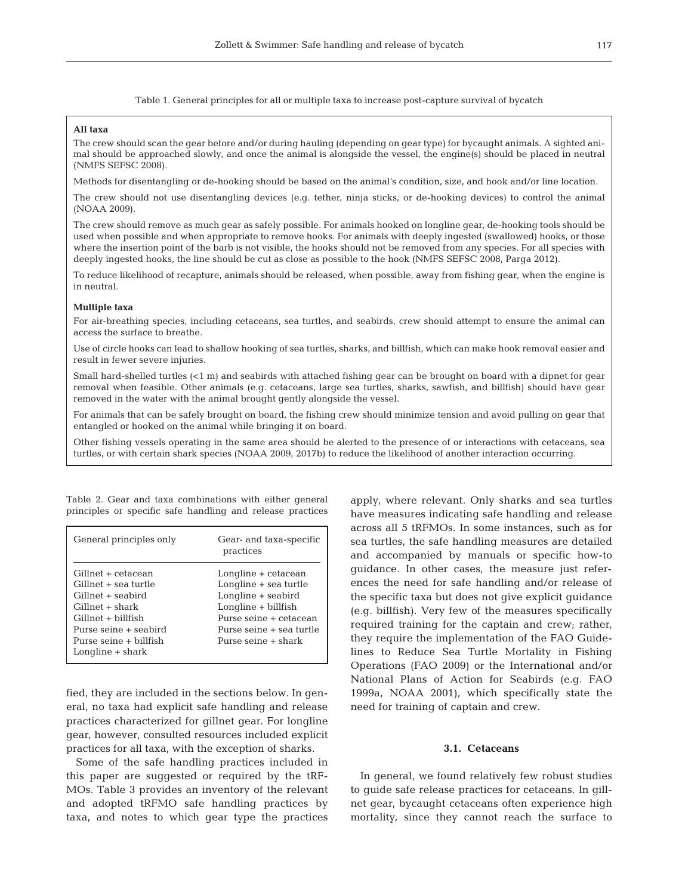Table 1. General principles for all or multiple taxa to increase post-capture survival of bycatch

**All taxa**

The crew should scan the gear before and/or during hauling (depending on gear type) for bycaught animals. A sighted animal should be approached slowly, and once the animal is alongside the vessel, the engine(s) should be placed in neutral (NMFS SEFSC 2008).

Methods for disentangling or de-hooking should be based on the animal's condition, size, and hook and/or line location.

The crew should not use disentangling devices (e.g. tether, ninja sticks, or de-hooking devices) to control the animal (NOAA 2009).

The crew should remove as much gear as safely possible. For animals hooked on longline gear, de-hooking tools should be used when possible and when appropriate to remove hooks. For animals with deeply ingested (swallowed) hooks, or those where the insertion point of the barb is not visible, the hooks should not be removed from any species. For all species with deeply ingested hooks, the line should be cut as close as possible to the hook (NMFS SEFSC 2008, Parga 2012).

To reduce likelihood of recapture, animals should be released, when possible, away from fishing gear, when the engine is in neutral.

**Multiple taxa**

For air-breathing species, including cetaceans, sea turtles, and seabirds, crew should attempt to ensure the animal can access the surface to breathe.

Use of circle hooks can lead to shallow hooking of sea turtles, sharks, and billfish, which can make hook removal easier and result in fewer severe injuries.

Small hard-shelled turtles (<1 m) and seabirds with attached fishing gear can be brought on board with a dipnet for gear removal when feasible. Other animals (e.g. cetaceans, large sea turtles, sharks, sawfish, and billfish) should have gear removed in the water with the animal brought gently alongside the vessel.

For animals that can be safely brought on board, the fishing crew should minimize tension and avoid pulling on gear that entangled or hooked on the animal while bringing it on board.

Other fishing vessels operating in the same area should be alerted to the presence of or interactions with cetaceans, sea turtles, or with certain shark species (NOAA 2009, 2017b) to reduce the likelihood of another interaction occurring.

Table 2. Gear and taxa combinations with either general principles or specific safe handling and release practices

| General principles only | Gear- and taxa-specific practices |
|---|---|
| Gillnet + cetacean | Longline + cetacean |
| Gillnet + sea turtle | Longline + sea turtle |
| Gillnet + seabird | Longline + seabird |
| Gillnet + shark | Longline + billfish |
| Gillnet + billfish | Purse seine + cetacean |
| Purse seine + seabird | Purse seine + sea turtle |
| Purse seine + billfish | Purse seine + shark |
| Longline + shark | |

fied, they are included in the sections below. In general, no taxa had explicit safe handling and release practices characterized for gillnet gear. For longline gear, however, consulted resources included explicit practices for all taxa, with the exception of sharks.

Some of the safe handling practices included in this paper are suggested or required by the tRFMOs. Table 3 provides an inventory of the relevant and adopted tRFMO safe handling practices by taxa, and notes to which gear type the practices apply, where relevant. Only sharks and sea turtles have measures indicating safe handling and release across all 5 tRFMOs. In some instances, such as for sea turtles, the safe handling measures are detailed and accompanied by manuals or specific how-to guidance. In other cases, the measure just references the need for safe handling and/or release of the specific taxa but does not give explicit guidance (e.g. billfish). Very few of the measures specifically required training for the captain and crew; rather, they require the implementation of the FAO Guidelines to Reduce Sea Turtle Mortality in Fishing Operations (FAO 2009) or the International and/or National Plans of Action for Seabirds (e.g. FAO 1999a, NOAA 2001), which specifically state the need for training of captain and crew.

### 3.1. Cetaceans

In general, we found relatively few robust studies to guide safe release practices for cetaceans. In gillnet gear, bycaught cetaceans often experience high mortality, since they cannot reach the surface to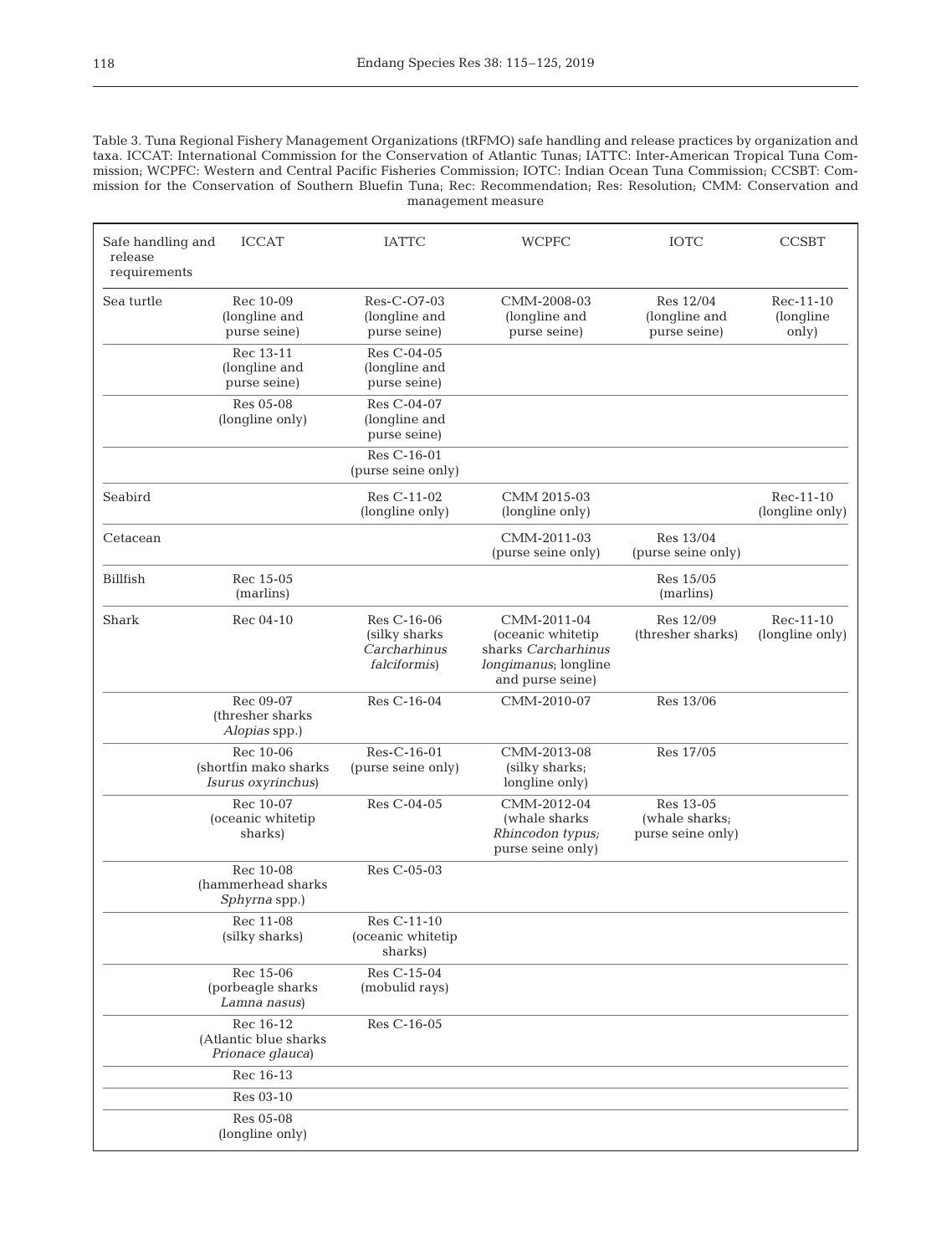Table 3. Tuna Regional Fishery Management Organizations (tRFMO) safe handling and release practices by organization and taxa. ICCAT: International Commission for the Conservation of Atlantic Tunas; IATTC: Inter-American Tropical Tuna Commission; WCPFC: Western and Central Pacific Fisheries Commission; IOTC: Indian Ocean Tuna Commission; CCSBT: Commission for the Conservation of Southern Bluefin Tuna; Rec: Recommendation; Res: Resolution; CMM: Conservation and management measure

| Safe handling and release requirements | ICCAT | IATTC | WCPFC | IOTC | CCSBT |
|---|---|---|---|---|---|
| Sea turtle | Rec 10-09 (longline and purse seine) | Res-C-O7-03 (longline and purse seine) | CMM-2008-03 (longline and purse seine) | Res 12/04 (longline and purse seine) | Rec-11-10 (longline only) |
| | Rec 13-11 (longline and purse seine) | Res C-04-05 (longline and purse seine) | | | |
| | Res 05-08 (longline only) | Res C-04-07 (longline and purse seine) | | | |
| | | Res C-16-01 (purse seine only) | | | |
| Seabird | | Res C-11-02 (longline only) | CMM 2015-03 (longline only) | | Rec-11-10 (longline only) |
| Cetacean | | | CMM-2011-03 (purse seine only) | Res 13/04 (purse seine only) | |
| Billfish | Rec 15-05 (marlins) | | | Res 15/05 (marlins) | |
| Shark | Rec 04-10 | Res C-16-06 (silky sharks *Carcharhinus falciformis*) | CMM-2011-04 (oceanic whitetip sharks *Carcharhinus longimanus*; longline and purse seine) | Res 12/09 (thresher sharks) | Rec-11-10 (longline only) |
| | Rec 09-07 (thresher sharks *Alopias* spp.) | Res C-16-04 | CMM-2010-07 | Res 13/06 | |
| | Rec 10-06 (shortfin mako sharks *Isurus oxyrinchus*) | Res-C-16-01 (purse seine only) | CMM-2013-08 (silky sharks; longline only) | Res 17/05 | |
| | Rec 10-07 (oceanic whitetip sharks) | Res C-04-05 | CMM-2012-04 (whale sharks *Rhincodon typus*; purse seine only) | Res 13-05 (whale sharks; purse seine only) | |
| | Rec 10-08 (hammerhead sharks *Sphyrna* spp.) | Res C-05-03 | | | |
| | Rec 11-08 (silky sharks) | Res C-11-10 (oceanic whitetip sharks) | | | |
| | Rec 15-06 (porbeagle sharks *Lamna nasus*) | Res C-15-04 (mobulid rays) | | | |
| | Rec 16-12 (Atlantic blue sharks *Prionace glauca*) | Res C-16-05 | | | |
| | Rec 16-13 | | | | |
| | Res 03-10 | | | | |
| | Res 05-08 (longline only) | | | | |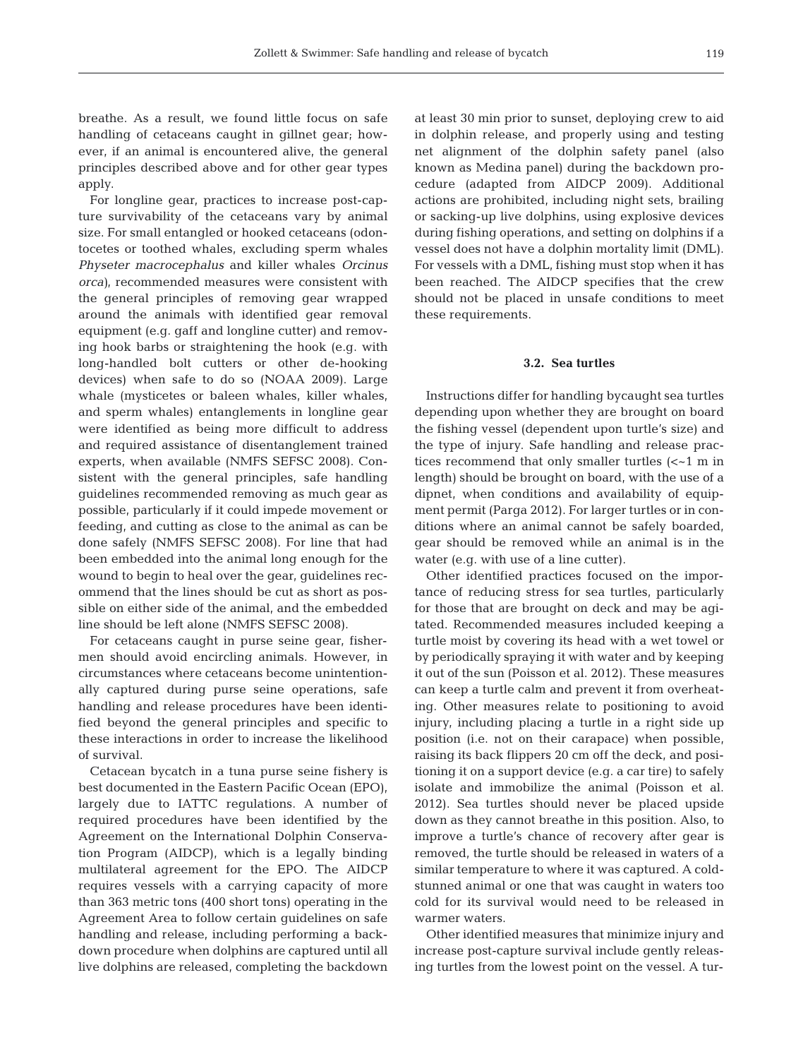breathe. As a result, we found little focus on safe handling of cetaceans caught in gillnet gear; however, if an animal is encountered alive, the general principles described above and for other gear types apply.

For longline gear, practices to increase post-capture survivability of the cetaceans vary by animal size. For small entangled or hooked cetaceans (odontocetes or toothed whales, excluding sperm whales *Physeter macrocephalus* and killer whales *Orcinus orca*), recommended measures were consistent with the general principles of removing gear wrapped around the animals with identified gear removal equipment (e.g. gaff and longline cutter) and removing hook barbs or straightening the hook (e.g. with long-handled bolt cutters or other de-hooking devices) when safe to do so (NOAA 2009). Large whale (mysticetes or baleen whales, killer whales, and sperm whales) entanglements in longline gear were identified as being more difficult to address and required assistance of disentanglement trained experts, when available (NMFS SEFSC 2008). Consistent with the general principles, safe handling guidelines recommended removing as much gear as possible, particularly if it could impede movement or feeding, and cutting as close to the animal as can be done safely (NMFS SEFSC 2008). For line that had been embedded into the animal long enough for the wound to begin to heal over the gear, guidelines recommend that the lines should be cut as short as possible on either side of the animal, and the embedded line should be left alone (NMFS SEFSC 2008).

For cetaceans caught in purse seine gear, fishermen should avoid encircling animals. However, in circumstances where cetaceans become unintentionally captured during purse seine operations, safe handling and release procedures have been identified beyond the general principles and specific to these interactions in order to increase the likelihood of survival.

Cetacean bycatch in a tuna purse seine fishery is best documented in the Eastern Pacific Ocean (EPO), largely due to IATTC regulations. A number of required procedures have been identified by the Agreement on the International Dolphin Conservation Program (AIDCP), which is a legally binding multilateral agreement for the EPO. The AIDCP requires vessels with a carrying capacity of more than 363 metric tons (400 short tons) operating in the Agreement Area to follow certain guidelines on safe handling and release, including performing a backdown procedure when dolphins are captured until all live dolphins are released, completing the backdown at least 30 min prior to sunset, deploying crew to aid in dolphin release, and properly using and testing net alignment of the dolphin safety panel (also known as Medina panel) during the backdown procedure (adapted from AIDCP 2009). Additional actions are prohibited, including night sets, brailing or sacking-up live dolphins, using explosive devices during fishing operations, and setting on dolphins if a vessel does not have a dolphin mortality limit (DML). For vessels with a DML, fishing must stop when it has been reached. The AIDCP specifies that the crew should not be placed in unsafe conditions to meet these requirements.

### 3.2. Sea turtles

Instructions differ for handling bycaught sea turtles depending upon whether they are brought on board the fishing vessel (dependent upon turtle's size) and the type of injury. Safe handling and release practices recommend that only smaller turtles (<~1 m in length) should be brought on board, with the use of a dipnet, when conditions and availability of equipment permit (Parga 2012). For larger turtles or in conditions where an animal cannot be safely boarded, gear should be removed while an animal is in the water (e.g. with use of a line cutter).

Other identified practices focused on the importance of reducing stress for sea turtles, particularly for those that are brought on deck and may be agitated. Recommended measures included keeping a turtle moist by covering its head with a wet towel or by periodically spraying it with water and by keeping it out of the sun (Poisson et al. 2012). These measures can keep a turtle calm and prevent it from overheating. Other measures relate to positioning to avoid injury, including placing a turtle in a right side up position (i.e. not on their carapace) when possible, raising its back flippers 20 cm off the deck, and positioning it on a support device (e.g. a car tire) to safely isolate and immobilize the animal (Poisson et al. 2012). Sea turtles should never be placed upside down as they cannot breathe in this position. Also, to improve a turtle's chance of recovery after gear is removed, the turtle should be released in waters of a similar temperature to where it was captured. A cold-stunned animal or one that was caught in waters too cold for its survival would need to be released in warmer waters.

Other identified measures that minimize injury and increase post-capture survival include gently releasing turtles from the lowest point on the vessel. A tur-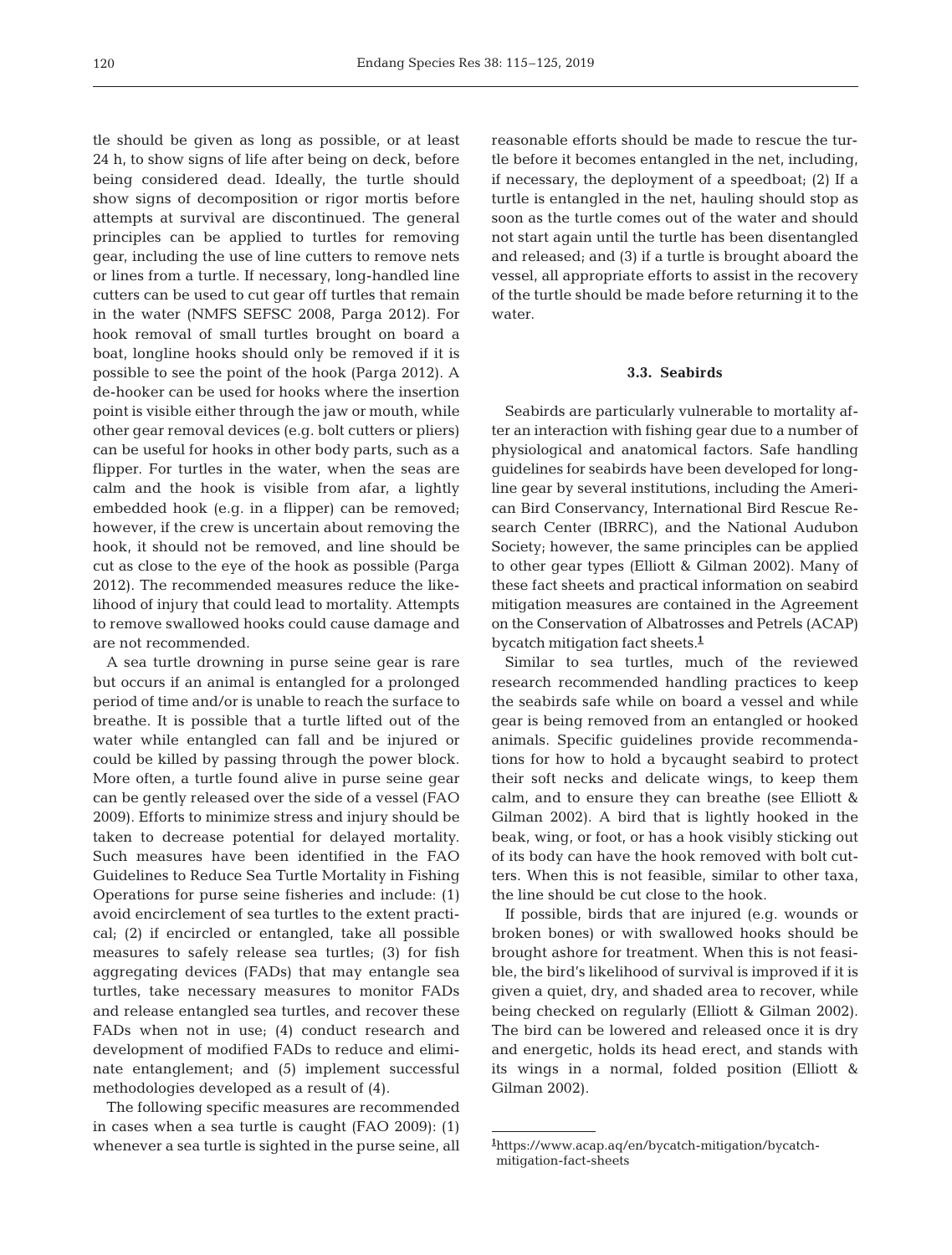tle should be given as long as possible, or at least 24 h, to show signs of life after being on deck, before being considered dead. Ideally, the turtle should show signs of decomposition or rigor mortis before attempts at survival are discontinued. The general principles can be applied to turtles for removing gear, including the use of line cutters to remove nets or lines from a turtle. If necessary, long-handled line cutters can be used to cut gear off turtles that remain in the water (NMFS SEFSC 2008, Parga 2012). For hook removal of small turtles brought on board a boat, longline hooks should only be removed if it is possible to see the point of the hook (Parga 2012). A de-hooker can be used for hooks where the insertion point is visible either through the jaw or mouth, while other gear removal devices (e.g. bolt cutters or pliers) can be useful for hooks in other body parts, such as a flipper. For turtles in the water, when the seas are calm and the hook is visible from afar, a lightly embedded hook (e.g. in a flipper) can be removed; however, if the crew is uncertain about removing the hook, it should not be removed, and line should be cut as close to the eye of the hook as possible (Parga 2012). The recommended measures reduce the likelihood of injury that could lead to mortality. Attempts to remove swallowed hooks could cause damage and are not recommended.

A sea turtle drowning in purse seine gear is rare but occurs if an animal is entangled for a prolonged period of time and/or is unable to reach the surface to breathe. It is possible that a turtle lifted out of the water while entangled can fall and be injured or could be killed by passing through the power block. More often, a turtle found alive in purse seine gear can be gently released over the side of a vessel (FAO 2009). Efforts to minimize stress and injury should be taken to decrease potential for delayed mortality. Such measures have been identified in the FAO Guidelines to Reduce Sea Turtle Mortality in Fishing Operations for purse seine fisheries and include: (1) avoid encirclement of sea turtles to the extent practical; (2) if encircled or entangled, take all possible measures to safely release sea turtles; (3) for fish aggregating devices (FADs) that may entangle sea turtles, take necessary measures to monitor FADs and release entangled sea turtles, and recover these FADs when not in use; (4) conduct research and development of modified FADs to reduce and eliminate entanglement; and (5) implement successful methodologies developed as a result of (4).

The following specific measures are recommended in cases when a sea turtle is caught (FAO 2009): (1) whenever a sea turtle is sighted in the purse seine, all reasonable efforts should be made to rescue the turtle before it becomes entangled in the net, including, if necessary, the deployment of a speedboat; (2) If a turtle is entangled in the net, hauling should stop as soon as the turtle comes out of the water and should not start again until the turtle has been disentangled and released; and (3) if a turtle is brought aboard the vessel, all appropriate efforts to assist in the recovery of the turtle should be made before returning it to the water.

### 3.3. Seabirds

Seabirds are particularly vulnerable to mortality after an interaction with fishing gear due to a number of physiological and anatomical factors. Safe handling guidelines for seabirds have been developed for longline gear by several institutions, including the American Bird Conservancy, International Bird Rescue Research Center (IBRRC), and the National Audubon Society; however, the same principles can be applied to other gear types (Elliott & Gilman 2002). Many of these fact sheets and practical information on seabird mitigation measures are contained in the Agreement on the Conservation of Albatrosses and Petrels (ACAP) bycatch mitigation fact sheets.[1]

Similar to sea turtles, much of the reviewed research recommended handling practices to keep the seabirds safe while on board a vessel and while gear is being removed from an entangled or hooked animals. Specific guidelines provide recommendations for how to hold a bycaught seabird to protect their soft necks and delicate wings, to keep them calm, and to ensure they can breathe (see Elliott & Gilman 2002). A bird that is lightly hooked in the beak, wing, or foot, or has a hook visibly sticking out of its body can have the hook removed with bolt cutters. When this is not feasible, similar to other taxa, the line should be cut close to the hook.

If possible, birds that are injured (e.g. wounds or broken bones) or with swallowed hooks should be brought ashore for treatment. When this is not feasible, the bird's likelihood of survival is improved if it is given a quiet, dry, and shaded area to recover, while being checked on regularly (Elliott & Gilman 2002). The bird can be lowered and released once it is dry and energetic, holds its head erect, and stands with its wings in a normal, folded position (Elliott & Gilman 2002).

---

[1] https://www.acap.aq/en/bycatch-mitigation/bycatch-mitigation-fact-sheets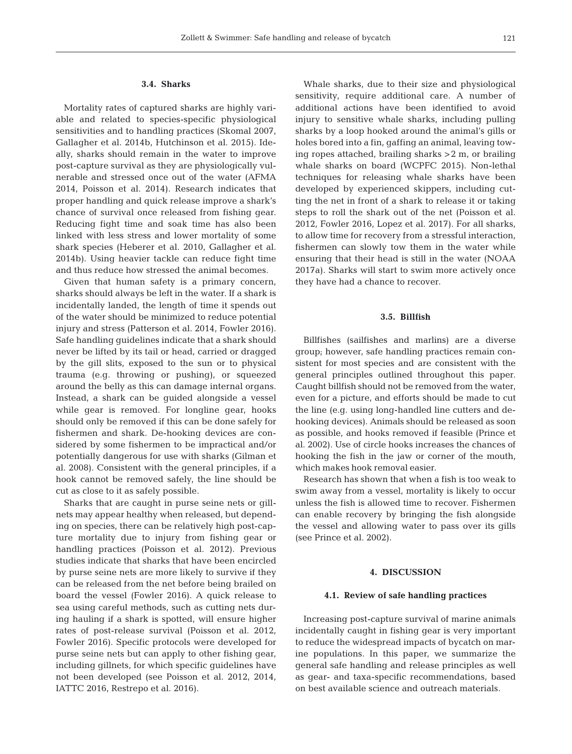### 3.4. Sharks

Mortality rates of captured sharks are highly variable and related to species-specific physiological sensitivities and to handling practices (Skomal 2007, Gallagher et al. 2014b, Hutchinson et al. 2015). Ideally, sharks should remain in the water to improve post-capture survival as they are physiologically vulnerable and stressed once out of the water (AFMA 2014, Poisson et al. 2014). Research indicates that proper handling and quick release improve a shark's chance of survival once released from fishing gear. Reducing fight time and soak time has also been linked with less stress and lower mortality of some shark species (Heberer et al. 2010, Gallagher et al. 2014b). Using heavier tackle can reduce fight time and thus reduce how stressed the animal becomes.

Given that human safety is a primary concern, sharks should always be left in the water. If a shark is incidentally landed, the length of time it spends out of the water should be minimized to reduce potential injury and stress (Patterson et al. 2014, Fowler 2016). Safe handling guidelines indicate that a shark should never be lifted by its tail or head, carried or dragged by the gill slits, exposed to the sun or to physical trauma (e.g. throwing or pushing), or squeezed around the belly as this can damage internal organs. Instead, a shark can be guided alongside a vessel while gear is removed. For longline gear, hooks should only be removed if this can be done safely for fishermen and shark. De-hooking devices are considered by some fishermen to be impractical and/or potentially dangerous for use with sharks (Gilman et al. 2008). Consistent with the general principles, if a hook cannot be removed safely, the line should be cut as close to it as safely possible.

Sharks that are caught in purse seine nets or gillnets may appear healthy when released, but depending on species, there can be relatively high post-capture mortality due to injury from fishing gear or handling practices (Poisson et al. 2012). Previous studies indicate that sharks that have been encircled by purse seine nets are more likely to survive if they can be released from the net before being brailed on board the vessel (Fowler 2016). A quick release to sea using careful methods, such as cutting nets during hauling if a shark is spotted, will ensure higher rates of post-release survival (Poisson et al. 2012, Fowler 2016). Specific protocols were developed for purse seine nets but can apply to other fishing gear, including gillnets, for which specific guidelines have not been developed (see Poisson et al. 2012, 2014, IATTC 2016, Restrepo et al. 2016).

Whale sharks, due to their size and physiological sensitivity, require additional care. A number of additional actions have been identified to avoid injury to sensitive whale sharks, including pulling sharks by a loop hooked around the animal's gills or holes bored into a fin, gaffing an animal, leaving towing ropes attached, brailing sharks >2 m, or brailing whale sharks on board (WCPFC 2015). Non-lethal techniques for releasing whale sharks have been developed by experienced skippers, including cutting the net in front of a shark to release it or taking steps to roll the shark out of the net (Poisson et al. 2012, Fowler 2016, Lopez et al. 2017). For all sharks, to allow time for recovery from a stressful interaction, fishermen can slowly tow them in the water while ensuring that their head is still in the water (NOAA 2017a). Sharks will start to swim more actively once they have had a chance to recover.

### 3.5. Billfish

Billfishes (sailfishes and marlins) are a diverse group; however, safe handling practices remain consistent for most species and are consistent with the general principles outlined throughout this paper. Caught billfish should not be removed from the water, even for a picture, and efforts should be made to cut the line (e.g. using long-handled line cutters and dehooking devices). Animals should be released as soon as possible, and hooks removed if feasible (Prince et al. 2002). Use of circle hooks increases the chances of hooking the fish in the jaw or corner of the mouth, which makes hook removal easier.

Research has shown that when a fish is too weak to swim away from a vessel, mortality is likely to occur unless the fish is allowed time to recover. Fishermen can enable recovery by bringing the fish alongside the vessel and allowing water to pass over its gills (see Prince et al. 2002).

## 4. DISCUSSION

### 4.1. Review of safe handling practices

Increasing post-capture survival of marine animals incidentally caught in fishing gear is very important to reduce the widespread impacts of bycatch on marine populations. In this paper, we summarize the general safe handling and release principles as well as gear- and taxa-specific recommendations, based on best available science and outreach materials.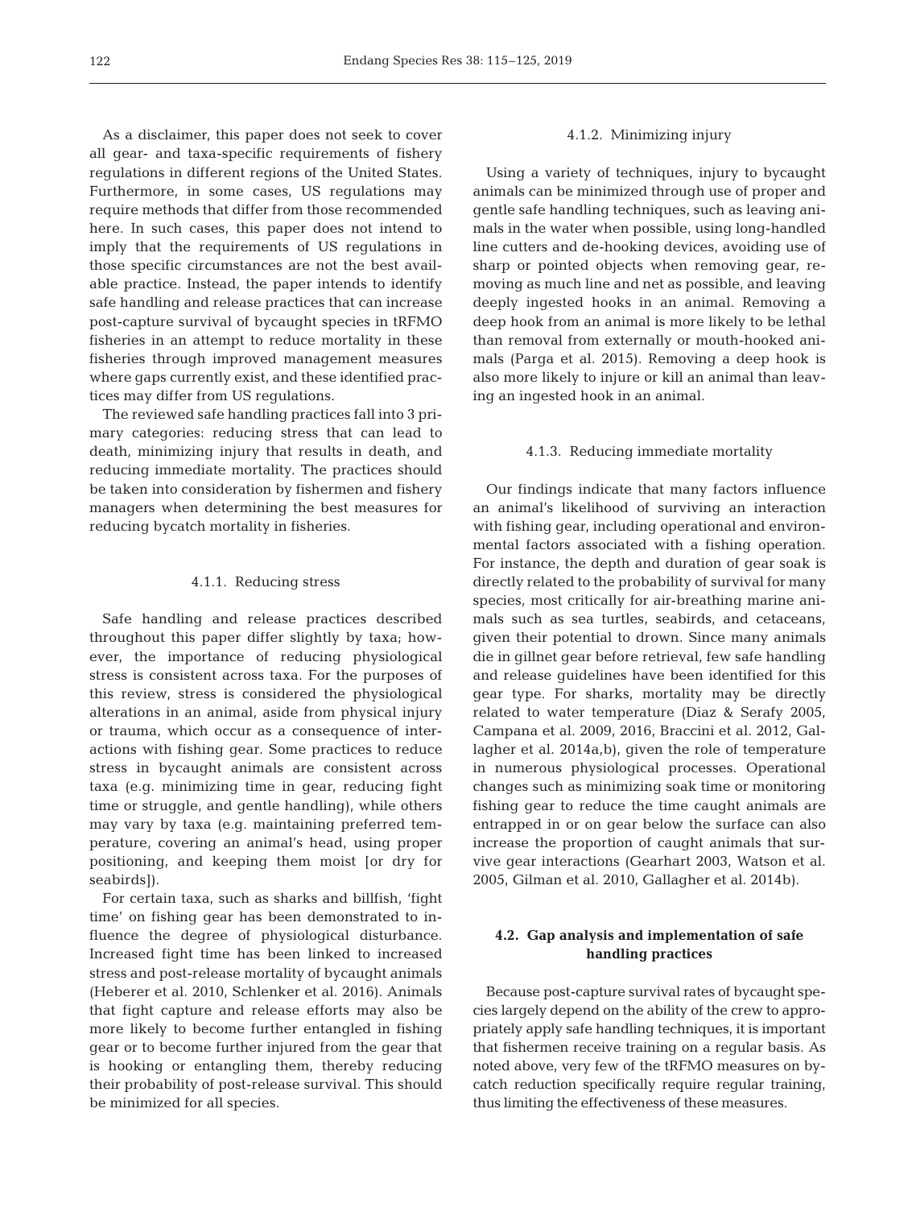As a disclaimer, this paper does not seek to cover all gear- and taxa-specific requirements of fishery regulations in different regions of the United States. Furthermore, in some cases, US regulations may require methods that differ from those recommended here. In such cases, this paper does not intend to imply that the requirements of US regulations in those specific circumstances are not the best available practice. Instead, the paper intends to identify safe handling and release practices that can increase post-capture survival of bycaught species in tRFMO fisheries in an attempt to reduce mortality in these fisheries through improved management measures where gaps currently exist, and these identified practices may differ from US regulations.

The reviewed safe handling practices fall into 3 primary categories: reducing stress that can lead to death, minimizing injury that results in death, and reducing immediate mortality. The practices should be taken into consideration by fishermen and fishery managers when determining the best measures for reducing bycatch mortality in fisheries.

#### 4.1.1. Reducing stress

Safe handling and release practices described throughout this paper differ slightly by taxa; however, the importance of reducing physiological stress is consistent across taxa. For the purposes of this review, stress is considered the physiological alterations in an animal, aside from physical injury or trauma, which occur as a consequence of interactions with fishing gear. Some practices to reduce stress in bycaught animals are consistent across taxa (e.g. minimizing time in gear, reducing fight time or struggle, and gentle handling), while others may vary by taxa (e.g. maintaining preferred temperature, covering an animal's head, using proper positioning, and keeping them moist [or dry for seabirds]).

For certain taxa, such as sharks and billfish, 'fight time' on fishing gear has been demonstrated to influence the degree of physiological disturbance. Increased fight time has been linked to increased stress and post-release mortality of bycaught animals (Heberer et al. 2010, Schlenker et al. 2016). Animals that fight capture and release efforts may also be more likely to become further entangled in fishing gear or to become further injured from the gear that is hooking or entangling them, thereby reducing their probability of post-release survival. This should be minimized for all species.

#### 4.1.2. Minimizing injury

Using a variety of techniques, injury to bycaught animals can be minimized through use of proper and gentle safe handling techniques, such as leaving animals in the water when possible, using long-handled line cutters and de-hooking devices, avoiding use of sharp or pointed objects when removing gear, removing as much line and net as possible, and leaving deeply ingested hooks in an animal. Removing a deep hook from an animal is more likely to be lethal than removal from externally or mouth-hooked animals (Parga et al. 2015). Removing a deep hook is also more likely to injure or kill an animal than leaving an ingested hook in an animal.

#### 4.1.3. Reducing immediate mortality

Our findings indicate that many factors influence an animal's likelihood of surviving an interaction with fishing gear, including operational and environmental factors associated with a fishing operation. For instance, the depth and duration of gear soak is directly related to the probability of survival for many species, most critically for air-breathing marine animals such as sea turtles, seabirds, and cetaceans, given their potential to drown. Since many animals die in gillnet gear before retrieval, few safe handling and release guidelines have been identified for this gear type. For sharks, mortality may be directly related to water temperature (Diaz & Serafy 2005, Campana et al. 2009, 2016, Braccini et al. 2012, Gallagher et al. 2014a,b), given the role of temperature in numerous physiological processes. Operational changes such as minimizing soak time or monitoring fishing gear to reduce the time caught animals are entrapped in or on gear below the surface can also increase the proportion of caught animals that survive gear interactions (Gearhart 2003, Watson et al. 2005, Gilman et al. 2010, Gallagher et al. 2014b).

### 4.2. Gap analysis and implementation of safe handling practices

Because post-capture survival rates of bycaught species largely depend on the ability of the crew to appropriately apply safe handling techniques, it is important that fishermen receive training on a regular basis. As noted above, very few of the tRFMO measures on bycatch reduction specifically require regular training, thus limiting the effectiveness of these measures.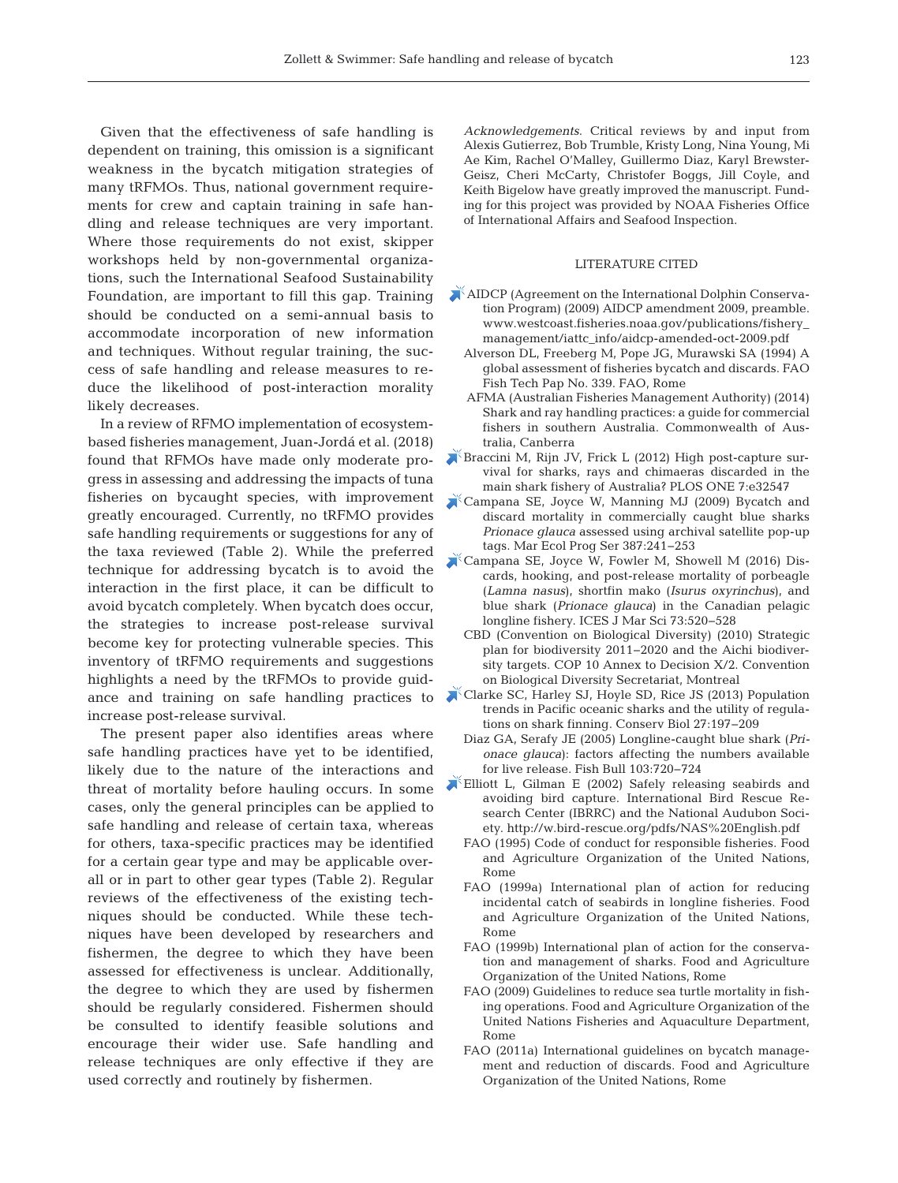Given that the effectiveness of safe handling is dependent on training, this omission is a significant weakness in the bycatch mitigation strategies of many tRFMOs. Thus, national government requirements for crew and captain training in safe handling and release techniques are very important. Where those requirements do not exist, skipper workshops held by non-governmental organizations, such the International Seafood Sustainability Foundation, are important to fill this gap. Training should be conducted on a semi-annual basis to accommodate incorporation of new information and techniques. Without regular training, the success of safe handling and release measures to reduce the likelihood of post-interaction morality likely decreases.

In a review of RFMO implementation of ecosystem-based fisheries management, Juan-Jordá et al. (2018) found that RFMOs have made only moderate progress in assessing and addressing the impacts of tuna fisheries on bycaught species, with improvement greatly encouraged. Currently, no tRFMO provides safe handling requirements or suggestions for any of the taxa reviewed (Table 2). While the preferred technique for addressing bycatch is to avoid the interaction in the first place, it can be difficult to avoid bycatch completely. When bycatch does occur, the strategies to increase post-release survival become key for protecting vulnerable species. This inventory of tRFMO requirements and suggestions highlights a need by the tRFMOs to provide guidance and training on safe handling practices to increase post-release survival.

The present paper also identifies areas where safe handling practices have yet to be identified, likely due to the nature of the interactions and threat of mortality before hauling occurs. In some cases, only the general principles can be applied to safe handling and release of certain taxa, whereas for others, taxa-specific practices may be identified for a certain gear type and may be applicable overall or in part to other gear types (Table 2). Regular reviews of the effectiveness of the existing techniques should be conducted. While these techniques have been developed by researchers and fishermen, the degree to which they have been assessed for effectiveness is unclear. Additionally, the degree to which they are used by fishermen should be regularly considered. Fishermen should be consulted to identify feasible solutions and encourage their wider use. Safe handling and release techniques are only effective if they are used correctly and routinely by fishermen.

*Acknowledgements*. Critical reviews by and input from Alexis Gutierrez, Bob Trumble, Kristy Long, Nina Young, Mi Ae Kim, Rachel O'Malley, Guillermo Diaz, Karyl Brewster-Geisz, Cheri McCarty, Christofer Boggs, Jill Coyle, and Keith Bigelow have greatly improved the manuscript. Funding for this project was provided by NOAA Fisheries Office of International Affairs and Seafood Inspection.

## LITERATURE CITED

AIDCP (Agreement on the International Dolphin Conservation Program) (2009) AIDCP amendment 2009, preamble. www.westcoast.fisheries.noaa.gov/publications/fishery_management/iattc_info/aidcp-amended-oct-2009.pdf

Alverson DL, Freeberg M, Pope JG, Murawski SA (1994) A global assessment of fisheries bycatch and discards. FAO Fish Tech Pap No. 339. FAO, Rome

AFMA (Australian Fisheries Management Authority) (2014) Shark and ray handling practices: a guide for commercial fishers in southern Australia. Commonwealth of Australia, Canberra

Braccini M, Rijn JV, Frick L (2012) High post-capture survival for sharks, rays and chimaeras discarded in the main shark fishery of Australia? PLOS ONE 7:e32547

Campana SE, Joyce W, Manning MJ (2009) Bycatch and discard mortality in commercially caught blue sharks *Prionace glauca* assessed using archival satellite pop-up tags. Mar Ecol Prog Ser 387:241–253

Campana SE, Joyce W, Fowler M, Showell M (2016) Discards, hooking, and post-release mortality of porbeagle (*Lamna nasus*), shortfin mako (*Isurus oxyrinchus*), and blue shark (*Prionace glauca*) in the Canadian pelagic longline fishery. ICES J Mar Sci 73:520–528

CBD (Convention on Biological Diversity) (2010) Strategic plan for biodiversity 2011–2020 and the Aichi biodiversity targets. COP 10 Annex to Decision X/2. Convention on Biological Diversity Secretariat, Montreal

Clarke SC, Harley SJ, Hoyle SD, Rice JS (2013) Population trends in Pacific oceanic sharks and the utility of regulations on shark finning. Conserv Biol 27:197–209

Diaz GA, Serafy JE (2005) Longline-caught blue shark (*Prionace glauca*): factors affecting the numbers available for live release. Fish Bull 103:720–724

Elliott L, Gilman E (2002) Safely releasing seabirds and avoiding bird capture. International Bird Rescue Research Center (IBRRC) and the National Audubon Society. http://w.bird-rescue.org/pdfs/NAS%20English.pdf

FAO (1995) Code of conduct for responsible fisheries. Food and Agriculture Organization of the United Nations, Rome

FAO (1999a) International plan of action for reducing incidental catch of seabirds in longline fisheries. Food and Agriculture Organization of the United Nations, Rome

FAO (1999b) International plan of action for the conservation and management of sharks. Food and Agriculture Organization of the United Nations, Rome

FAO (2009) Guidelines to reduce sea turtle mortality in fishing operations. Food and Agriculture Organization of the United Nations Fisheries and Aquaculture Department, Rome

FAO (2011a) International guidelines on bycatch management and reduction of discards. Food and Agriculture Organization of the United Nations, Rome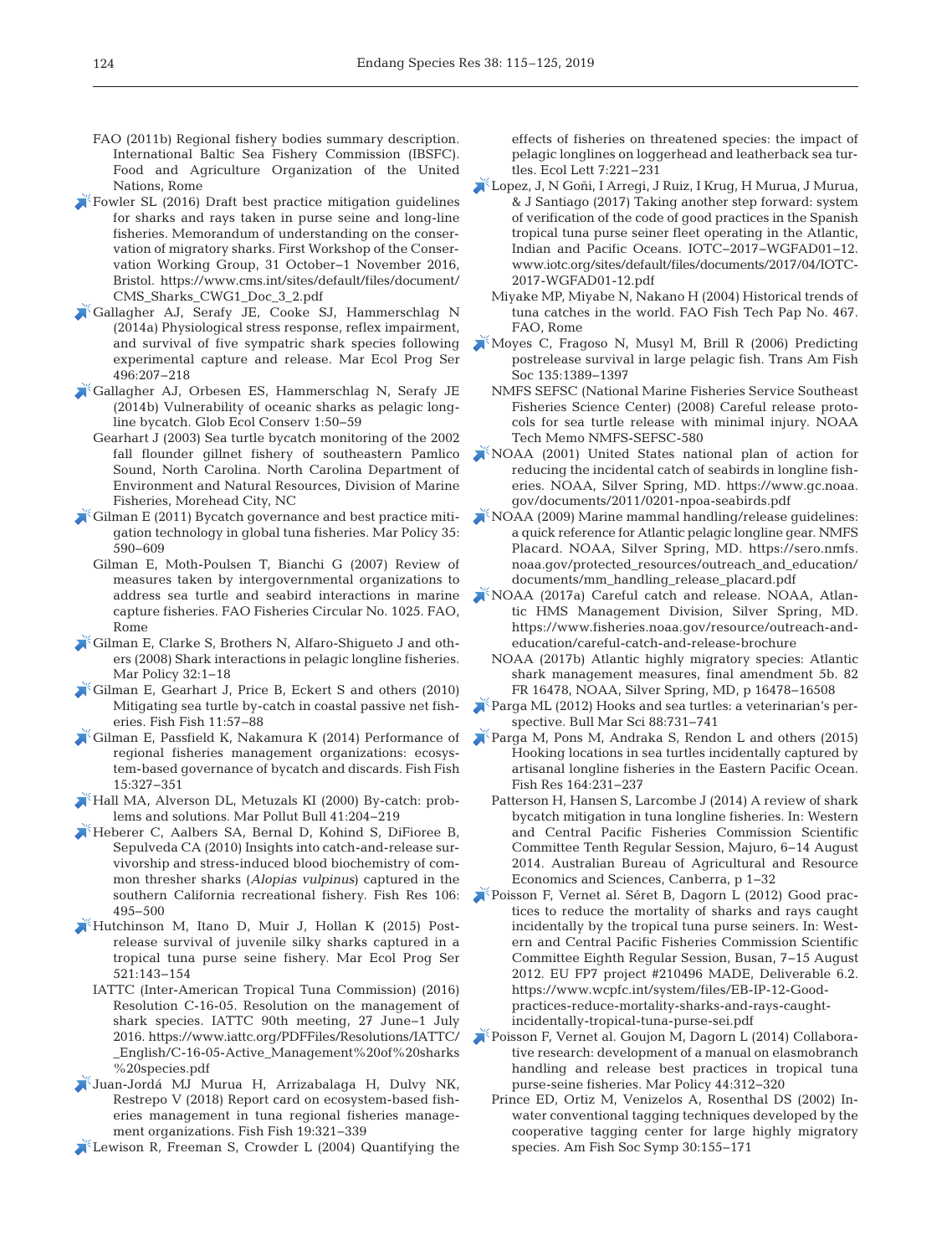FAO (2011b) Regional fishery bodies summary description. International Baltic Sea Fishery Commission (IBSFC). Food and Agriculture Organization of the United Nations, Rome

Fowler SL (2016) Draft best practice mitigation guidelines for sharks and rays taken in purse seine and long-line fisheries. Memorandum of understanding on the conservation of migratory sharks. First Workshop of the Conservation Working Group, 31 October–1 November 2016, Bristol. https://www.cms.int/sites/default/files/document/CMS_Sharks_CWG1_Doc_3_2.pdf

Gallagher AJ, Serafy JE, Cooke SJ, Hammerschlag N (2014a) Physiological stress response, reflex impairment, and survival of five sympatric shark species following experimental capture and release. Mar Ecol Prog Ser 496:207–218

Gallagher AJ, Orbesen ES, Hammerschlag N, Serafy JE (2014b) Vulnerability of oceanic sharks as pelagic longline bycatch. Glob Ecol Conserv 1:50–59

Gearhart J (2003) Sea turtle bycatch monitoring of the 2002 fall flounder gillnet fishery of southeastern Pamlico Sound, North Carolina. North Carolina Department of Environment and Natural Resources, Division of Marine Fisheries, Morehead City, NC

Gilman E (2011) Bycatch governance and best practice mitigation technology in global tuna fisheries. Mar Policy 35: 590–609

Gilman E, Moth-Poulsen T, Bianchi G (2007) Review of measures taken by intergovernmental organizations to address sea turtle and seabird interactions in marine capture fisheries. FAO Fisheries Circular No. 1025. FAO, Rome

Gilman E, Clarke S, Brothers N, Alfaro-Shigueto J and others (2008) Shark interactions in pelagic longline fisheries. Mar Policy 32:1–18

Gilman E, Gearhart J, Price B, Eckert S and others (2010) Mitigating sea turtle by-catch in coastal passive net fisheries. Fish Fish 11:57–88

Gilman E, Passfield K, Nakamura K (2014) Performance of regional fisheries management organizations: ecosystem-based governance of bycatch and discards. Fish Fish 15:327–351

Hall MA, Alverson DL, Metuzals KI (2000) By-catch: problems and solutions. Mar Pollut Bull 41:204–219

Heberer C, Aalbers SA, Bernal D, Kohind S, DiFioree B, Sepulveda CA (2010) Insights into catch-and-release survivorship and stress-induced blood biochemistry of common thresher sharks (*Alopias vulpinus*) captured in the southern California recreational fishery. Fish Res 106: 495–500

Hutchinson M, Itano D, Muir J, Hollan K (2015) Post-release survival of juvenile silky sharks captured in a tropical tuna purse seine fishery. Mar Ecol Prog Ser 521:143–154

IATTC (Inter-American Tropical Tuna Commission) (2016) Resolution C-16-05. Resolution on the management of shark species. IATTC 90th meeting, 27 June–1 July 2016. https://www.iattc.org/PDFFiles/Resolutions/IATTC/_English/C-16-05-Active_Management%20of%20sharks%20species.pdf

Juan-Jordá MJ Murua H, Arrizabalaga H, Dulvy NK, Restrepo V (2018) Report card on ecosystem-based fisheries management in tuna regional fisheries management organizations. Fish Fish 19:321–339

Lewison R, Freeman S, Crowder L (2004) Quantifying the effects of fisheries on threatened species: the impact of pelagic longlines on loggerhead and leatherback sea turtles. Ecol Lett 7:221–231

Lopez, J, N Goñi, I Arregi, J Ruiz, I Krug, H Murua, J Murua, & J Santiago (2017) Taking another step forward: system of verification of the code of good practices in the Spanish tropical tuna purse seiner fleet operating in the Atlantic, Indian and Pacific Oceans. IOTC–2017–WGFAD01–12. www.iotc.org/sites/default/files/documents/2017/04/IOTC-2017-WGFAD01-12.pdf

Miyake MP, Miyabe N, Nakano H (2004) Historical trends of tuna catches in the world. FAO Fish Tech Pap No. 467. FAO, Rome

Moyes C, Fragoso N, Musyl M, Brill R (2006) Predicting postrelease survival in large pelagic fish. Trans Am Fish Soc 135:1389–1397

NMFS SEFSC (National Marine Fisheries Service Southeast Fisheries Science Center) (2008) Careful release protocols for sea turtle release with minimal injury. NOAA Tech Memo NMFS-SEFSC-580

NOAA (2001) United States national plan of action for reducing the incidental catch of seabirds in longline fisheries. NOAA, Silver Spring, MD. https://www.gc.noaa.gov/documents/2011/0201-npoa-seabirds.pdf

NOAA (2009) Marine mammal handling/release guidelines: a quick reference for Atlantic pelagic longline gear. NMFS Placard. NOAA, Silver Spring, MD. https://sero.nmfs.noaa.gov/protected_resources/outreach_and_education/documents/mm_handling_release_placard.pdf

NOAA (2017a) Careful catch and release. NOAA, Atlantic HMS Management Division, Silver Spring, MD. https://www.fisheries.noaa.gov/resource/outreach-and-education/careful-catch-and-release-brochure

NOAA (2017b) Atlantic highly migratory species: Atlantic shark management measures, final amendment 5b. 82 FR 16478, NOAA, Silver Spring, MD, p 16478–16508

Parga ML (2012) Hooks and sea turtles: a veterinarian's perspective. Bull Mar Sci 88:731–741

Parga M, Pons M, Andraka S, Rendon L and others (2015) Hooking locations in sea turtles incidentally captured by artisanal longline fisheries in the Eastern Pacific Ocean. Fish Res 164:231–237

Patterson H, Hansen S, Larcombe J (2014) A review of shark bycatch mitigation in tuna longline fisheries. In: Western and Central Pacific Fisheries Commission Scientific Committee Tenth Regular Session, Majuro, 6–14 August 2014. Australian Bureau of Agricultural and Resource Economics and Sciences, Canberra, p 1–32

Poisson F, Vernet al. Séret B, Dagorn L (2012) Good practices to reduce the mortality of sharks and rays caught incidentally by the tropical tuna purse seiners. In: Western and Central Pacific Fisheries Commission Scientific Committee Eighth Regular Session, Busan, 7–15 August 2012. EU FP7 project #210496 MADE, Deliverable 6.2. https://www.wcpfc.int/system/files/EB-IP-12-Good-practices-reduce-mortality-sharks-and-rays-caught-incidentally-tropical-tuna-purse-sei.pdf

Poisson F, Vernet al. Goujon M, Dagorn L (2014) Collaborative research: development of a manual on elasmobranch handling and release best practices in tropical tuna purse-seine fisheries. Mar Policy 44:312–320

Prince ED, Ortiz M, Venizelos A, Rosenthal DS (2002) In-water conventional tagging techniques developed by the cooperative tagging center for large highly migratory species. Am Fish Soc Symp 30:155–171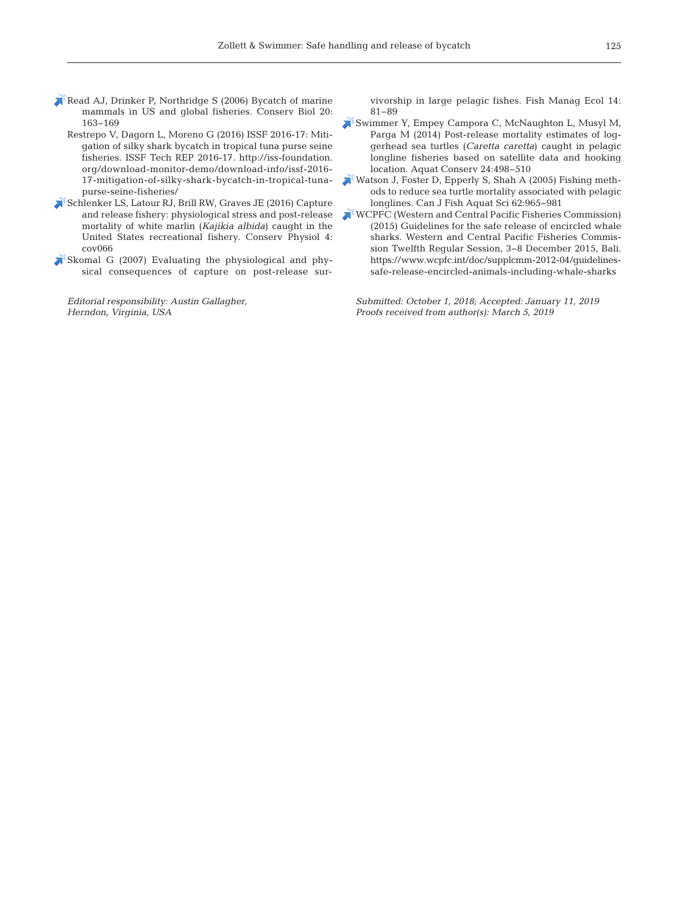Read AJ, Drinker P, Northridge S (2006) Bycatch of marine mammals in US and global fisheries. Conserv Biol 20: 163−169

Restrepo V, Dagorn L, Moreno G (2016) ISSF 2016-17: Mitigation of silky shark bycatch in tropical tuna purse seine fisheries. ISSF Tech REP 2016-17. http://iss-foundation.org/download-monitor-demo/download-info/issf-2016-17-mitigation-of-silky-shark-bycatch-in-tropical-tuna-purse-seine-fisheries/

Schlenker LS, Latour RJ, Brill RW, Graves JE (2016) Capture and release fishery: physiological stress and post-release mortality of white marlin (*Kajikia albida*) caught in the United States recreational fishery. Conserv Physiol 4: cov066

Skomal G (2007) Evaluating the physiological and physical consequences of capture on post-release survivorship in large pelagic fishes. Fish Manag Ecol 14: 81−89

Swimmer Y, Empey Campora C, McNaughton L, Musyl M, Parga M (2014) Post-release mortality estimates of loggerhead sea turtles (*Caretta caretta*) caught in pelagic longline fisheries based on satellite data and hooking location. Aquat Conserv 24:498−510

Watson J, Foster D, Epperly S, Shah A (2005) Fishing methods to reduce sea turtle mortality associated with pelagic longlines. Can J Fish Aquat Sci 62:965−981

WCPFC (Western and Central Pacific Fisheries Commission) (2015) Guidelines for the safe release of encircled whale sharks. Western and Central Pacific Fisheries Commission Twelfth Regular Session, 3−8 December 2015, Bali. https://www.wcpfc.int/doc/supplcmm-2012-04/guidelines-safe-release-encircled-animals-including-whale-sharks

*Editorial responsibility: Austin Gallagher, Herndon, Virginia, USA*

*Submitted: October 1, 2018; Accepted: January 11, 2019*
*Proofs received from author(s): March 5, 2019*